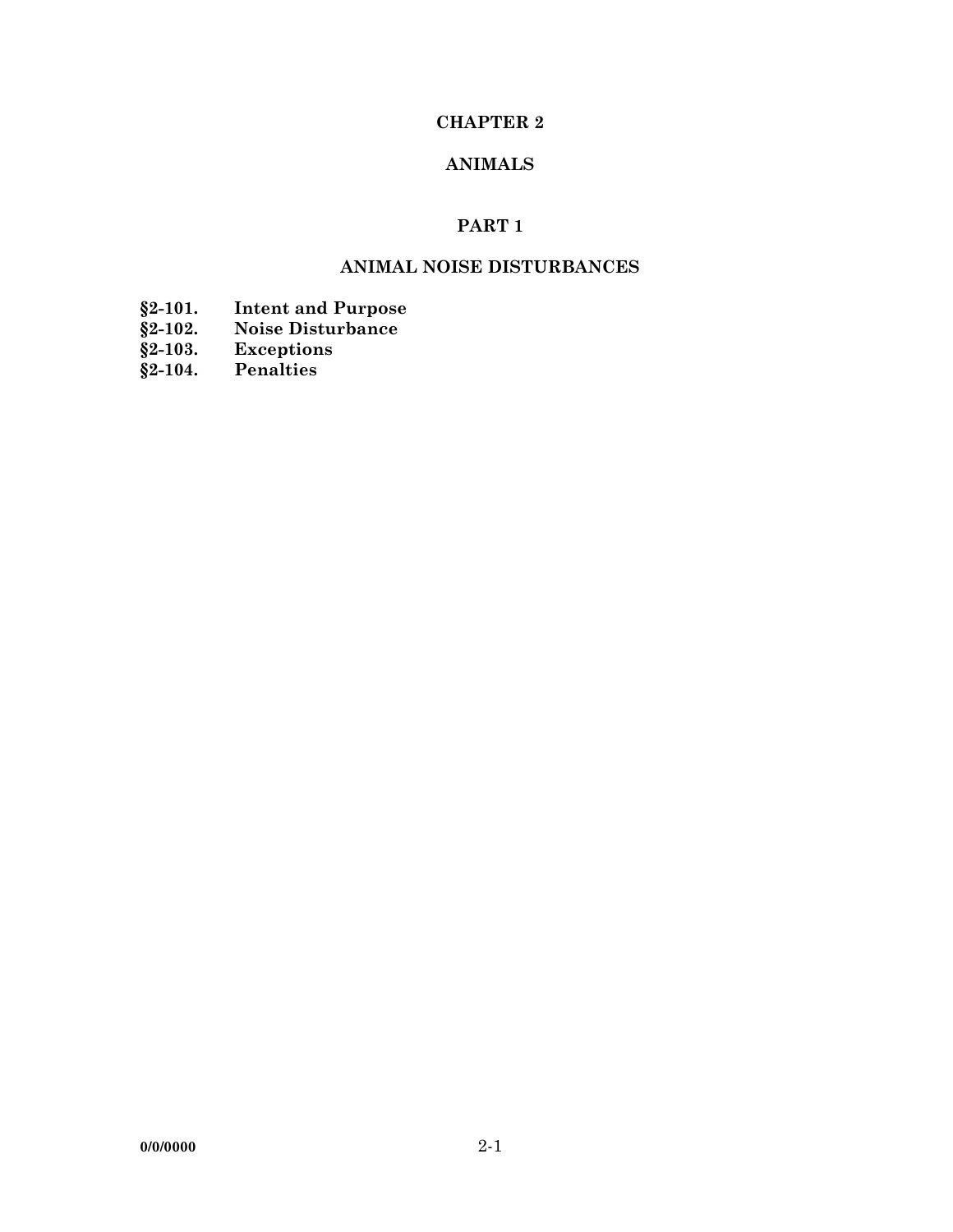# CHAPTER 2

# ANIMALS

## PART 1

## ANIMAL NOISE DISTURBANCES

**§2-101. Intent and Purpose**
**§2-102. Noise Disturbance**
**§2-103. Exceptions**
**§2-104. Penalties**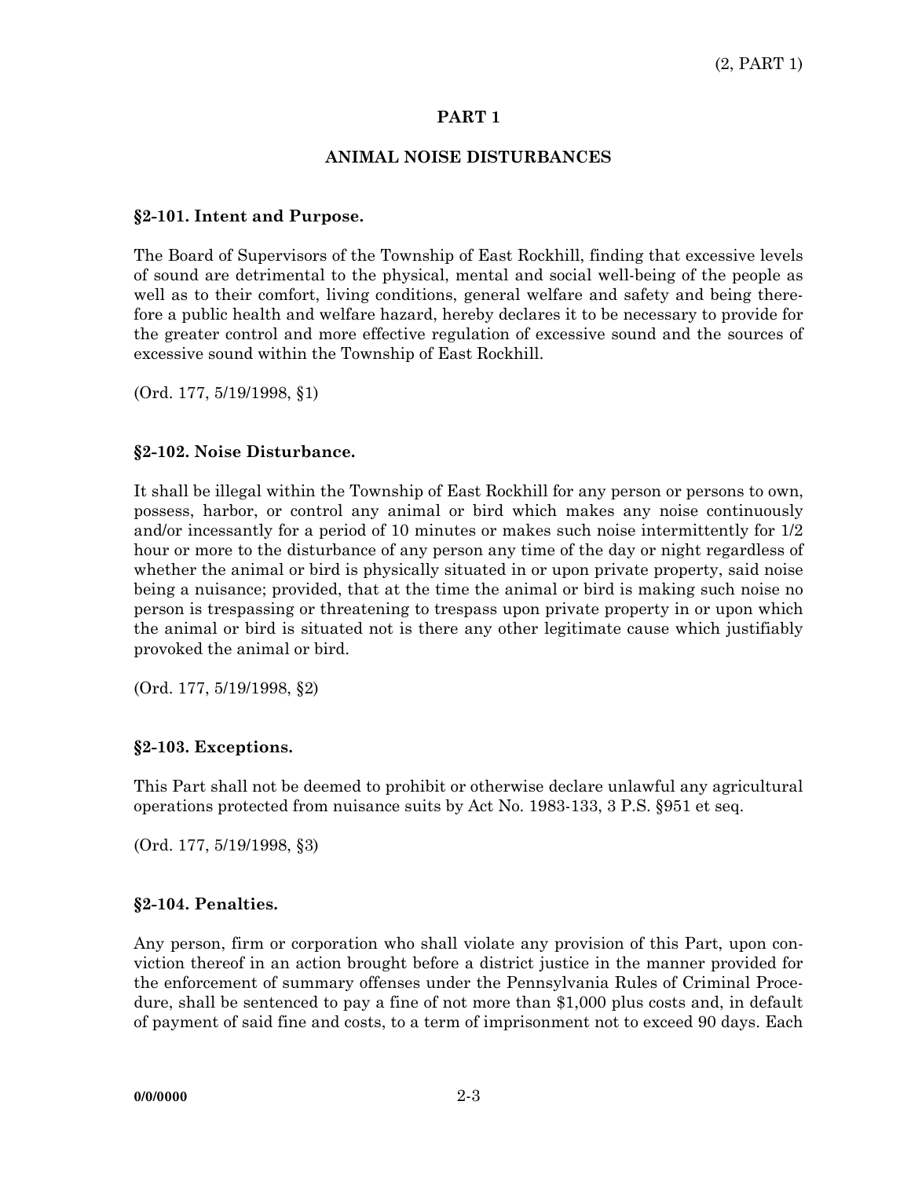# PART 1

## ANIMAL NOISE DISTURBANCES

### §2-101. Intent and Purpose.

The Board of Supervisors of the Township of East Rockhill, finding that excessive levels of sound are detrimental to the physical, mental and social well-being of the people as well as to their comfort, living conditions, general welfare and safety and being therefore a public health and welfare hazard, hereby declares it to be necessary to provide for the greater control and more effective regulation of excessive sound and the sources of excessive sound within the Township of East Rockhill.

(Ord. 177, 5/19/1998, §1)

### §2-102. Noise Disturbance.

It shall be illegal within the Township of East Rockhill for any person or persons to own, possess, harbor, or control any animal or bird which makes any noise continuously and/or incessantly for a period of 10 minutes or makes such noise intermittently for 1/2 hour or more to the disturbance of any person any time of the day or night regardless of whether the animal or bird is physically situated in or upon private property, said noise being a nuisance; provided, that at the time the animal or bird is making such noise no person is trespassing or threatening to trespass upon private property in or upon which the animal or bird is situated not is there any other legitimate cause which justifiably provoked the animal or bird.

(Ord. 177, 5/19/1998, §2)

### §2-103. Exceptions.

This Part shall not be deemed to prohibit or otherwise declare unlawful any agricultural operations protected from nuisance suits by Act No. 1983-133, 3 P.S. §951 et seq.

(Ord. 177, 5/19/1998, §3)

### §2-104. Penalties.

Any person, firm or corporation who shall violate any provision of this Part, upon conviction thereof in an action brought before a district justice in the manner provided for the enforcement of summary offenses under the Pennsylvania Rules of Criminal Procedure, shall be sentenced to pay a fine of not more than $1,000 plus costs and, in default of payment of said fine and costs, to a term of imprisonment not to exceed 90 days. Each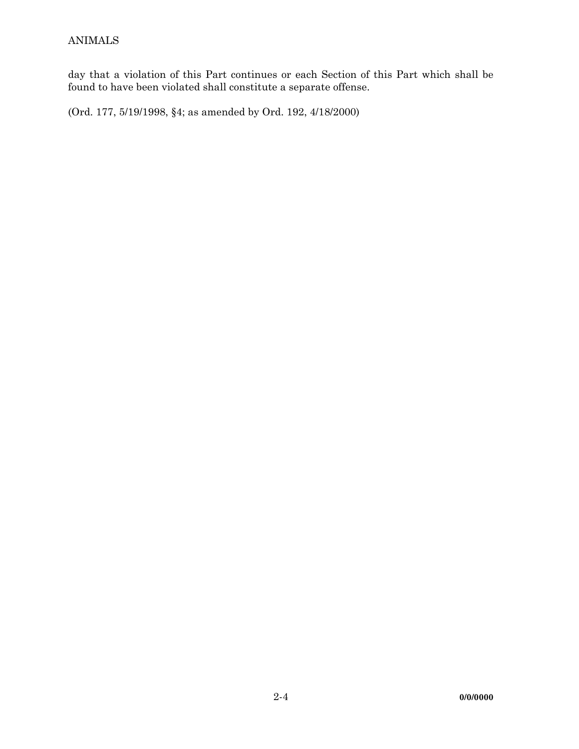day that a violation of this Part continues or each Section of this Part which shall be found to have been violated shall constitute a separate offense.

(Ord. 177, 5/19/1998, §4; as amended by Ord. 192, 4/18/2000)